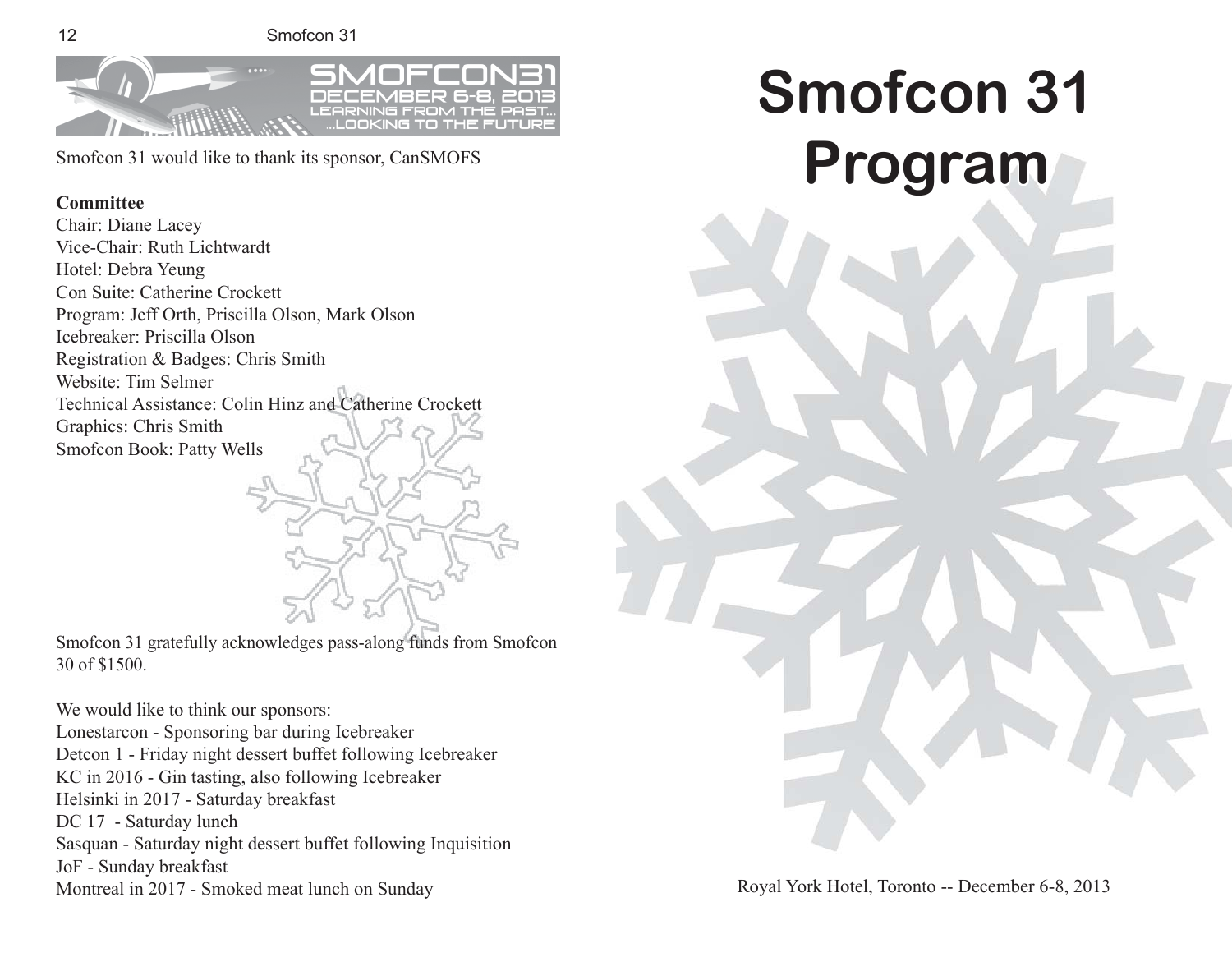Smofcon 31 would like to thank its sponsor, CanSMOFS

**Committee**

Chair: Diane Lacey
Vice-Chair: Ruth Lichtwardt
Hotel: Debra Yeung
Con Suite: Catherine Crockett
Program: Jeff Orth, Priscilla Olson, Mark Olson
Icebreaker: Priscilla Olson
Registration & Badges: Chris Smith
Website: Tim Selmer
Technical Assistance: Colin Hinz and Catherine Crockett
Graphics: Chris Smith
Smofcon Book: Patty Wells

Smofcon 31 gratefully acknowledges pass-along funds from Smofcon 30 of $1500.

We would like to think our sponsors:
Lonestarcon - Sponsoring bar during Icebreaker
Detcon 1 - Friday night dessert buffet following Icebreaker
KC in 2016 - Gin tasting, also following Icebreaker
Helsinki in 2017 - Saturday breakfast
DC 17 - Saturday lunch
Sasquan - Saturday night dessert buffet following Inquisition
JoF - Sunday breakfast
Montreal in 2017 - Smoked meat lunch on Sunday

# Smofcon 31 Program

Royal York Hotel, Toronto -- December 6-8, 2013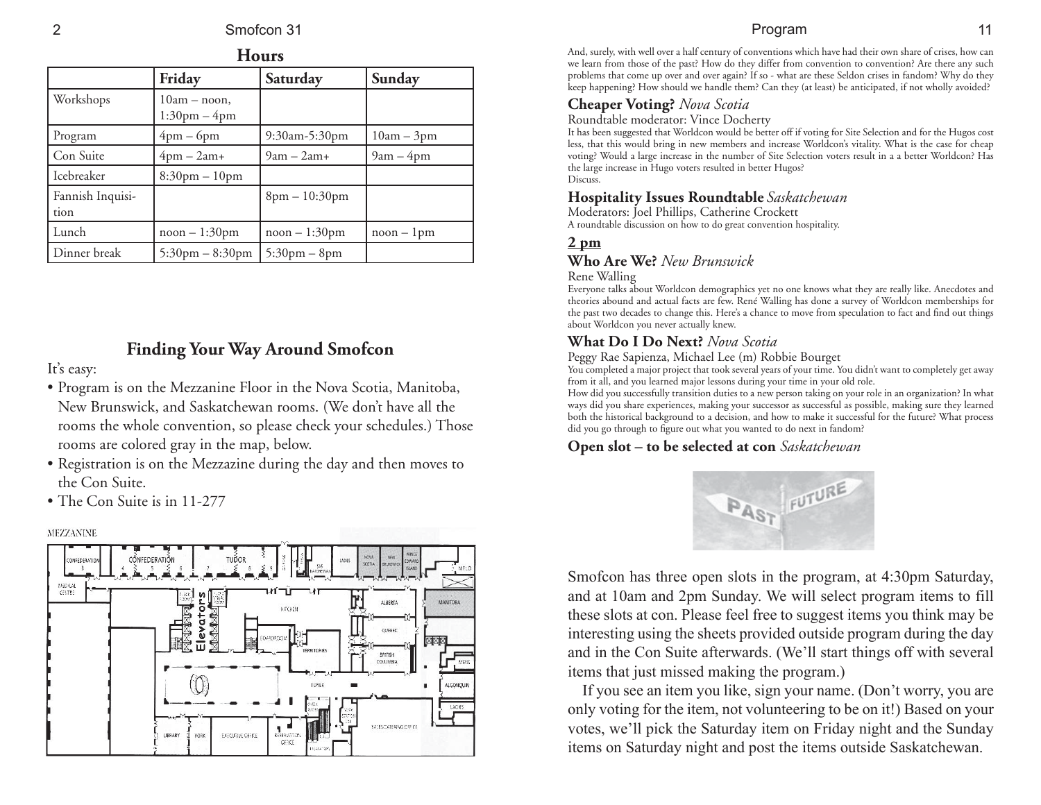## Hours

| | Friday | Saturday | Sunday |
|---|---|---|---|
| Workshops | 10am – noon, 1:30pm – 4pm | | |
| Program | 4pm – 6pm | 9:30am-5:30pm | 10am – 3pm |
| Con Suite | 4pm – 2am+ | 9am – 2am+ | 9am – 4pm |
| Icebreaker | 8:30pm – 10pm | | |
| Fannish Inquisition | | 8pm – 10:30pm | |
| Lunch | noon – 1:30pm | noon – 1:30pm | noon – 1pm |
| Dinner break | 5:30pm – 8:30pm | 5:30pm – 8pm | |

## Finding Your Way Around Smofcon

It's easy:

- Program is on the Mezzanine Floor in the Nova Scotia, Manitoba, New Brunswick, and Saskatchewan rooms. (We don't have all the rooms the whole convention, so please check your schedules.) Those rooms are colored gray in the map, below.
- Registration is on the Mezzazine during the day and then moves to the Con Suite.
- The Con Suite is in 11-277

And, surely, with well over a half century of conventions which have had their own share of crises, how can we learn from those of the past? How do they differ from convention to convention? Are there any such problems that come up over and over again? If so - what are these Seldon crises in fandom? Why do they keep happening? How should we handle them? Can they (at least) be anticipated, if not wholly avoided?

### Cheaper Voting? *Nova Scotia*

Roundtable moderator: Vince Docherty

It has been suggested that Worldcon would be better off if voting for Site Selection and for the Hugos cost less, that this would bring in new members and increase Worldcon's vitality. What is the case for cheap voting? Would a large increase in the number of Site Selection voters result in a a better Worldcon? Has the large increase in Hugo voters resulted in better Hugos?
Discuss.

### Hospitality Issues Roundtable *Saskatchewan*

Moderators: Joel Phillips, Catherine Crockett

A roundtable discussion on how to do great convention hospitality.

## 2 pm

### Who Are We? *New Brunswick*

Rene Walling

Everyone talks about Worldcon demographics yet no one knows what they are really like. Anecdotes and theories abound and actual facts are few. René Walling has done a survey of Worldcon memberships for the past two decades to change this. Here's a chance to move from speculation to fact and find out things about Worldcon you never actually knew.

### What Do I Do Next? *Nova Scotia*

Peggy Rae Sapienza, Michael Lee (m) Robbie Bourget

You completed a major project that took several years of your time. You didn't want to completely get away from it all, and you learned major lessons during your time in your old role.

How did you successfully transition duties to a new person taking on your role in an organization? In what ways did you share experiences, making your successor as successful as possible, making sure they learned both the historical background to a decision, and how to make it successful for the future? What process did you go through to figure out what you wanted to do next in fandom?

### Open slot – to be selected at con *Saskatchewan*

Smofcon has three open slots in the program, at 4:30pm Saturday, and at 10am and 2pm Sunday. We will select program items to fill these slots at con. Please feel free to suggest items you think may be interesting using the sheets provided outside program during the day and in the Con Suite afterwards. (We'll start things off with several items that just missed making the program.)

If you see an item you like, sign your name. (Don't worry, you are only voting for the item, not volunteering to be on it!) Based on your votes, we'll pick the Saturday item on Friday night and the Sunday items on Saturday night and post the items outside Saskatchewan.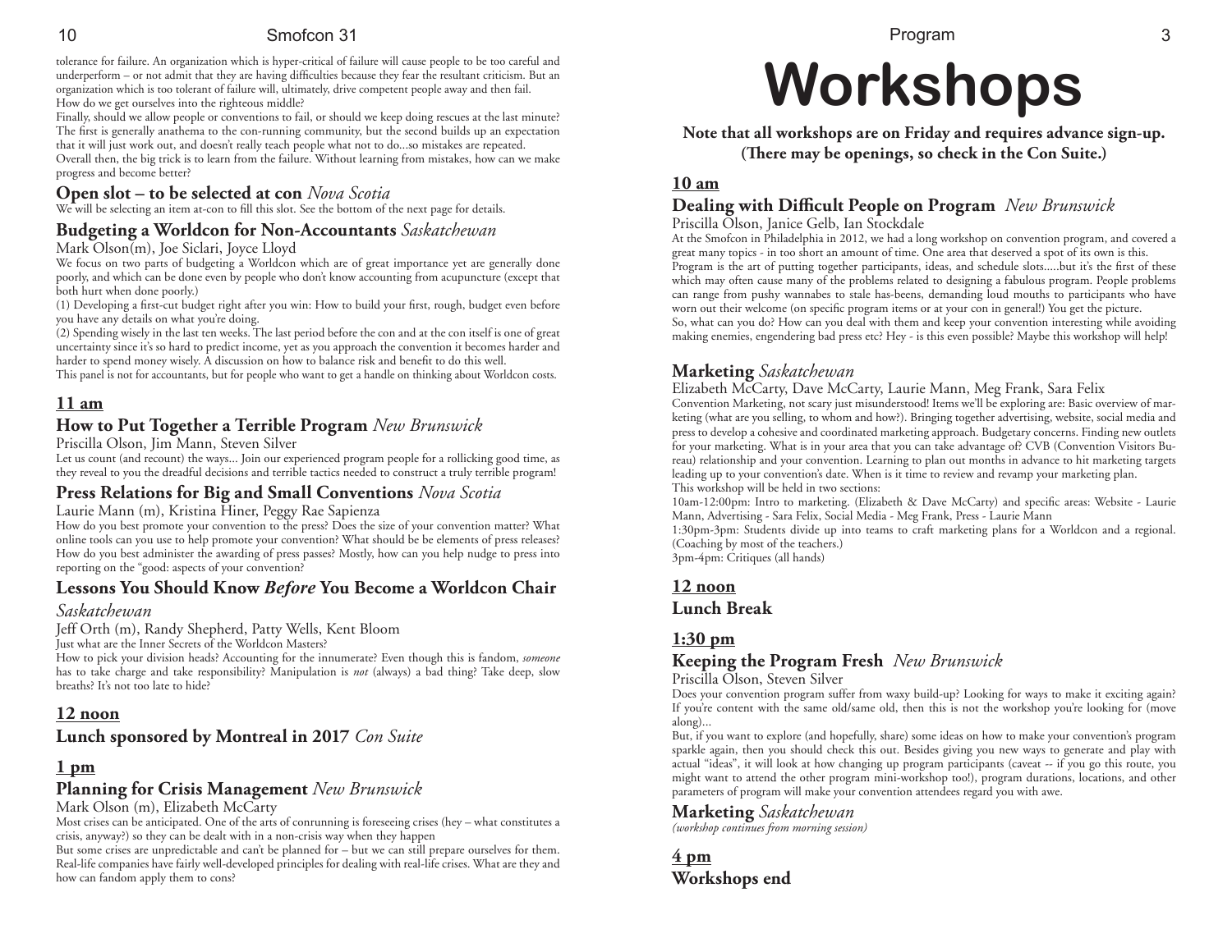tolerance for failure. An organization which is hyper-critical of failure will cause people to be too careful and underperform – or not admit that they are having difficulties because they fear the resultant criticism. But an organization which is too tolerant of failure will, ultimately, drive competent people away and then fail.
How do we get ourselves into the righteous middle?
Finally, should we allow people or conventions to fail, or should we keep doing rescues at the last minute? The first is generally anathema to the con-running community, but the second builds up an expectation that it will just work out, and doesn't really teach people what not to do...so mistakes are repeated.
Overall then, the big trick is to learn from the failure. Without learning from mistakes, how can we make progress and become better?

### Open slot – to be selected at con *Nova Scotia*

We will be selecting an item at-con to fill this slot. See the bottom of the next page for details.

### Budgeting a Worldcon for Non-Accountants *Saskatchewan*

Mark Olson(m), Joe Siclari, Joyce Lloyd

We focus on two parts of budgeting a Worldcon which are of great importance yet are generally done poorly, and which can be done even by people who don't know accounting from acupuncture (except that both hurt when done poorly.)
(1) Developing a first-cut budget right after you win: How to build your first, rough, budget even before you have any details on what you're doing.
(2) Spending wisely in the last ten weeks. The last period before the con and at the con itself is one of great uncertainty since it's so hard to predict income, yet as you approach the convention it becomes harder and harder to spend money wisely. A discussion on how to balance risk and benefit to do this well.
This panel is not for accountants, but for people who want to get a handle on thinking about Worldcon costs.

## 11 am

### How to Put Together a Terrible Program *New Brunswick*

Priscilla Olson, Jim Mann, Steven Silver

Let us count (and recount) the ways... Join our experienced program people for a rollicking good time, as they reveal to you the dreadful decisions and terrible tactics needed to construct a truly terrible program!

### Press Relations for Big and Small Conventions *Nova Scotia*

Laurie Mann (m), Kristina Hiner, Peggy Rae Sapienza

How do you best promote your convention to the press? Does the size of your convention matter? What online tools can you use to help promote your convention? What should be be elements of press releases? How do you best administer the awarding of press passes? Mostly, how can you help nudge to press into reporting on the "good: aspects of your convention?

### Lessons You Should Know *Before* You Become a Worldcon Chair *Saskatchewan*

Jeff Orth (m), Randy Shepherd, Patty Wells, Kent Bloom

Just what are the Inner Secrets of the Worldcon Masters?
How to pick your division heads? Accounting for the innumerate? Even though this is fandom, *someone* has to take charge and take responsibility? Manipulation is *not* (always) a bad thing? Take deep, slow breaths? It's not too late to hide?

## 12 noon

### Lunch sponsored by Montreal in 2017 *Con Suite*

## 1 pm

### Planning for Crisis Management *New Brunswick*

Mark Olson (m), Elizabeth McCarty

Most crises can be anticipated. One of the arts of conrunning is foreseeing crises (hey – what constitutes a crisis, anyway?) so they can be dealt with in a non-crisis way when they happen
But some crises are unpredictable and can't be planned for – but we can still prepare ourselves for them. Real-life companies have fairly well-developed principles for dealing with real-life crises. What are they and how can fandom apply them to cons?

# Workshops

**Note that all workshops are on Friday and requires advance sign-up. (There may be openings, so check in the Con Suite.)**

## 10 am

### Dealing with Difficult People on Program *New Brunswick*

Priscilla Olson, Janice Gelb, Ian Stockdale

At the Smofcon in Philadelphia in 2012, we had a long workshop on convention program, and covered a great many topics - in too short an amount of time. One area that deserved a spot of its own is this. Program is the art of putting together participants, ideas, and schedule slots.....but it's the first of these which may often cause many of the problems related to designing a fabulous program. People problems can range from pushy wannabes to stale has-beens, demanding loud mouths to participants who have worn out their welcome (on specific program items or at your con in general!) You get the picture.
So, what can you do? How can you deal with them and keep your convention interesting while avoiding making enemies, engendering bad press etc? Hey - is this even possible? Maybe this workshop will help!

### Marketing *Saskatchewan*

Elizabeth McCarty, Dave McCarty, Laurie Mann, Meg Frank, Sara Felix

Convention Marketing, not scary just misunderstood! Items we'll be exploring are: Basic overview of marketing (what are you selling, to whom and how?). Bringing together advertising, website, social media and press to develop a cohesive and coordinated marketing approach. Budgetary concerns. Finding new outlets for your marketing. What is in your area that you can take advantage of? CVB (Convention Visitors Bureau) relationship and your convention. Learning to plan out months in advance to hit marketing targets leading up to your convention's date. When is it time to review and revamp your marketing plan.
This workshop will be held in two sections:
10am-12:00pm: Intro to marketing. (Elizabeth & Dave McCarty) and specific areas: Website - Laurie Mann, Advertising - Sara Felix, Social Media - Meg Frank, Press - Laurie Mann
1:30pm-3pm: Students divide up into teams to craft marketing plans for a Worldcon and a regional. (Coaching by most of the teachers.)
3pm-4pm: Critiques (all hands)

## 12 noon

### Lunch Break

## 1:30 pm

### Keeping the Program Fresh *New Brunswick*

Priscilla Olson, Steven Silver

Does your convention program suffer from waxy build-up? Looking for ways to make it exciting again? If you're content with the same old/same old, then this is not the workshop you're looking for (move along)...
But, if you want to explore (and hopefully, share) some ideas on how to make your convention's program sparkle again, then you should check this out. Besides giving you new ways to generate and play with actual "ideas", it will look at how changing up program participants (caveat -- if you go this route, you might want to attend the other program mini-workshop too!), program durations, locations, and other parameters of program will make your convention attendees regard you with awe.

### Marketing *Saskatchewan*

*(workshop continues from morning session)*

## 4 pm

### Workshops end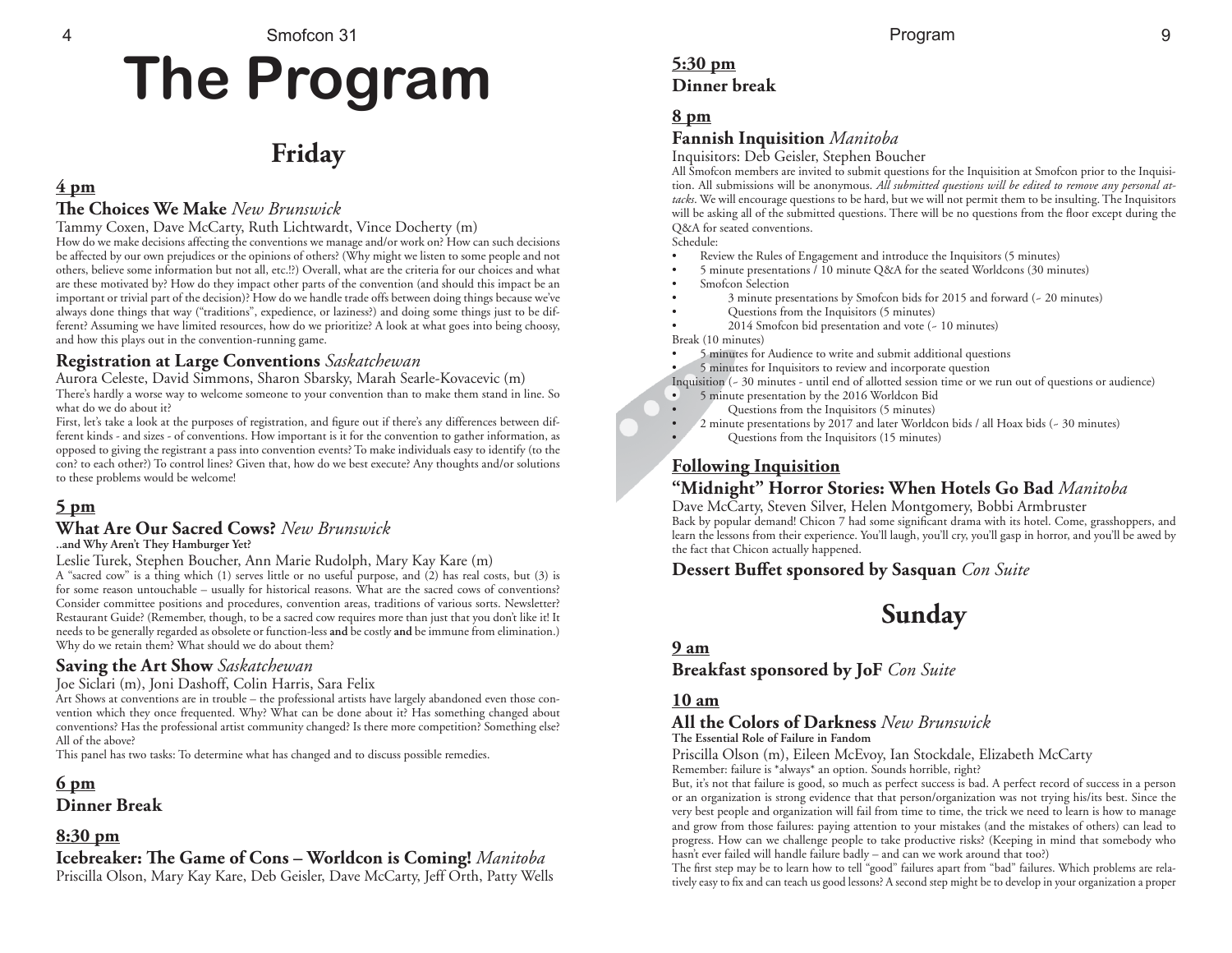# The Program

## Friday

### 4 pm

**The Choices We Make** *New Brunswick*

Tammy Coxen, Dave McCarty, Ruth Lichtwardt, Vince Docherty (m)

How do we make decisions affecting the conventions we manage and/or work on? How can such decisions be affected by our own prejudices or the opinions of others? (Why might we listen to some people and not others, believe some information but not all, etc.!?) Overall, what are the criteria for our choices and what are these motivated by? How do they impact other parts of the convention (and should this impact be an important or trivial part of the decision)? How do we handle trade offs between doing things because we've always done things that way ("traditions", expedience, or laziness?) and doing some things just to be different? Assuming we have limited resources, how do we prioritize? A look at what goes into being choosy, and how this plays out in the convention-running game.

**Registration at Large Conventions** *Saskatchewan*

Aurora Celeste, David Simmons, Sharon Sbarsky, Marah Searle-Kovacevic (m)

There's hardly a worse way to welcome someone to your convention than to make them stand in line. So what do we do about it?

First, let's take a look at the purposes of registration, and figure out if there's any differences between different kinds - and sizes - of conventions. How important is it for the convention to gather information, as opposed to giving the registrant a pass into convention events? To make individuals easy to identify (to the con? to each other?) To control lines? Given that, how do we best execute? Any thoughts and/or solutions to these problems would be welcome!

### 5 pm

**What Are Our Sacred Cows?** *New Brunswick*

**..and Why Aren't They Hamburger Yet?**

Leslie Turek, Stephen Boucher, Ann Marie Rudolph, Mary Kay Kare (m)

A "sacred cow" is a thing which (1) serves little or no useful purpose, and (2) has real costs, but (3) is for some reason untouchable – usually for historical reasons. What are the sacred cows of conventions? Consider committee positions and procedures, convention areas, traditions of various sorts. Newsletter? Restaurant Guide? (Remember, though, to be a sacred cow requires more than just that you don't like it! It needs to be generally regarded as obsolete or function-less **and** be costly **and** be immune from elimination.) Why do we retain them? What should we do about them?

**Saving the Art Show** *Saskatchewan*

Joe Siclari (m), Joni Dashoff, Colin Harris, Sara Felix

Art Shows at conventions are in trouble – the professional artists have largely abandoned even those convention which they once frequented. Why? What can be done about it? Has something changed about conventions? Has the professional artist community changed? Is there more competition? Something else? All of the above?

This panel has two tasks: To determine what has changed and to discuss possible remedies.

### 6 pm

**Dinner Break**

### 8:30 pm

**Icebreaker: The Game of Cons – Worldcon is Coming!** *Manitoba*

Priscilla Olson, Mary Kay Kare, Deb Geisler, Dave McCarty, Jeff Orth, Patty Wells

### 5:30 pm

**Dinner break**

### 8 pm

**Fannish Inquisition** *Manitoba*

Inquisitors: Deb Geisler, Stephen Boucher

All Smofcon members are invited to submit questions for the Inquisition at Smofcon prior to the Inquisition. All submissions will be anonymous. *All submitted questions will be edited to remove any personal attacks*. We will encourage questions to be hard, but we will not permit them to be insulting. The Inquisitors will be asking all of the submitted questions. There will be no questions from the floor except during the Q&A for seated conventions.

Schedule:

- Review the Rules of Engagement and introduce the Inquisitors (5 minutes)
- 5 minute presentations / 10 minute Q&A for the seated Worldcons (30 minutes)
- Smofcon Selection
  - 3 minute presentations by Smofcon bids for 2015 and forward (~ 20 minutes)
  - Questions from the Inquisitors (5 minutes)
  - 2014 Smofcon bid presentation and vote (~ 10 minutes)

Break (10 minutes)

- 5 minutes for Audience to write and submit additional questions
- 5 minutes for Inquisitors to review and incorporate question

Inquisition (~ 30 minutes - until end of allotted session time or we run out of questions or audience)

- 5 minute presentation by the 2016 Worldcon Bid
  - Questions from the Inquisitors (5 minutes)
- 2 minute presentations by 2017 and later Worldcon bids / all Hoax bids (~ 30 minutes)
  - Questions from the Inquisitors (15 minutes)

### Following Inquisition

**"Midnight" Horror Stories: When Hotels Go Bad** *Manitoba*

Dave McCarty, Steven Silver, Helen Montgomery, Bobbi Armbruster

Back by popular demand! Chicon 7 had some significant drama with its hotel. Come, grasshoppers, and learn the lessons from their experience. You'll laugh, you'll cry, you'll gasp in horror, and you'll be awed by the fact that Chicon actually happened.

**Dessert Buffet sponsored by Sasquan** *Con Suite*

## Sunday

### 9 am

**Breakfast sponsored by JoF** *Con Suite*

### 10 am

**All the Colors of Darkness** *New Brunswick*

**The Essential Role of Failure in Fandom**

Priscilla Olson (m), Eileen McEvoy, Ian Stockdale, Elizabeth McCarty

Remember: failure is *always* an option. Sounds horrible, right?

But, it's not that failure is good, so much as perfect success is bad. A perfect record of success in a person or an organization is strong evidence that that person/organization was not trying his/its best. Since the very best people and organization will fail from time to time, the trick we need to learn is how to manage and grow from those failures: paying attention to your mistakes (and the mistakes of others) can lead to progress. How can we challenge people to take productive risks? (Keeping in mind that somebody who hasn't ever failed will handle failure badly – and can we work around that too?)

The first step may be to learn how to tell "good" failures apart from "bad" failures. Which problems are relatively easy to fix and can teach us good lessons? A second step might be to develop in your organization a proper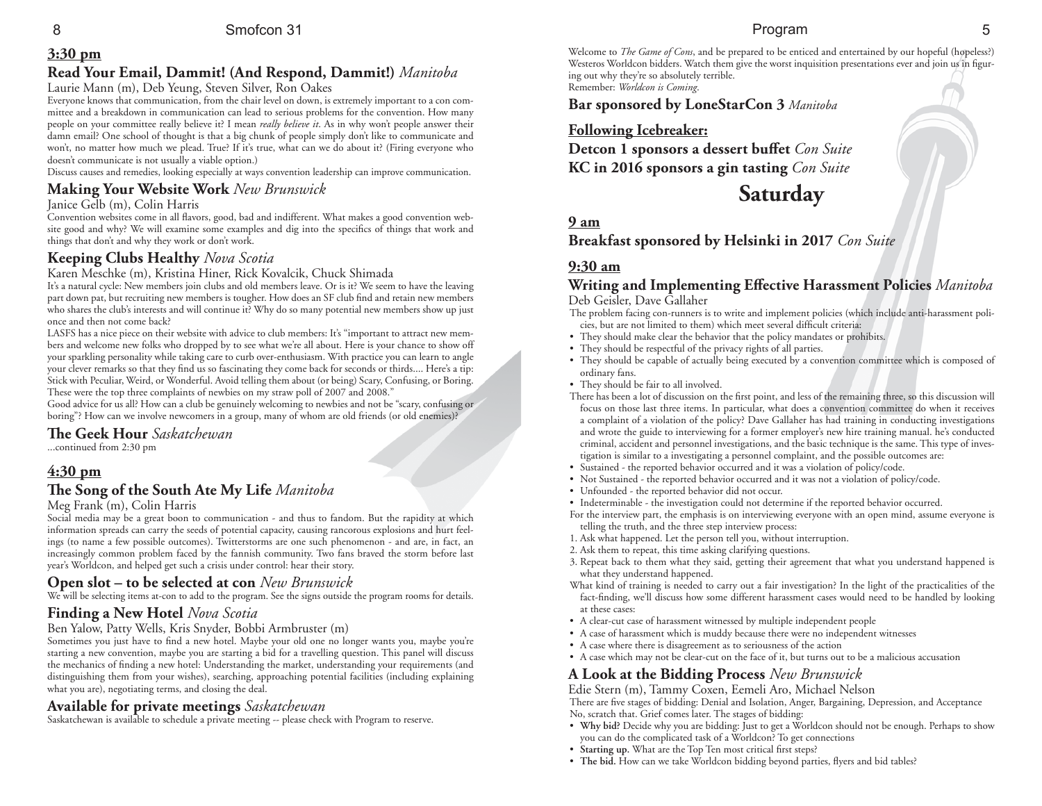### 3:30 pm

## Read Your Email, Dammit! (And Respond, Dammit!) *Manitoba*

Laurie Mann (m), Deb Yeung, Steven Silver, Ron Oakes

Everyone knows that communication, from the chair level on down, is extremely important to a con committee and a breakdown in communication can lead to serious problems for the convention. How many people on your committee really believe it? I mean *really believe it*. As in why won't people answer their damn email? One school of thought is that a big chunk of people simply don't like to communicate and won't, no matter how much we plead. True? If it's true, what can we do about it? (Firing everyone who doesn't communicate is not usually a viable option.)

Discuss causes and remedies, looking especially at ways convention leadership can improve communication.

## Making Your Website Work *New Brunswick*

Janice Gelb (m), Colin Harris

Convention websites come in all flavors, good, bad and indifferent. What makes a good convention website good and why? We will examine some examples and dig into the specifics of things that work and things that don't and why they work or don't work.

## Keeping Clubs Healthy *Nova Scotia*

Karen Meschke (m), Kristina Hiner, Rick Kovalcik, Chuck Shimada

It's a natural cycle: New members join clubs and old members leave. Or is it? We seem to have the leaving part down pat, but recruiting new members is tougher. How does an SF club find and retain new members who shares the club's interests and will continue it? Why do so many potential new members show up just once and then not come back?

LASFS has a nice piece on their website with advice to club members: It's "important to attract new members and welcome new folks who dropped by to see what we're all about. Here is your chance to show off your sparkling personality while taking care to curb over-enthusiasm. With practice you can learn to angle your clever remarks so that they find us so fascinating they come back for seconds or thirds.... Here's a tip: Stick with Peculiar, Weird, or Wonderful. Avoid telling them about (or being) Scary, Confusing, or Boring. These were the top three complaints of newbies on my straw poll of 2007 and 2008."

Good advice for us all? How can a club be genuinely welcoming to newbies and not be "scary, confusing or boring"? How can we involve newcomers in a group, many of whom are old friends (or old enemies)?

## The Geek Hour *Saskatchewan*

...continued from 2:30 pm

### 4:30 pm

## The Song of the South Ate My Life *Manitoba*

Meg Frank (m), Colin Harris

Social media may be a great boon to communication - and thus to fandom. But the rapidity at which information spreads can carry the seeds of potential capacity, causing rancorous explosions and hurt feelings (to name a few possible outcomes). Twitterstorms are one such phenomenon - and are, in fact, an increasingly common problem faced by the fannish community. Two fans braved the storm before last year's Worldcon, and helped get such a crisis under control: hear their story.

## Open slot – to be selected at con *New Brunswick*

We will be selecting items at-con to add to the program. See the signs outside the program rooms for details.

## Finding a New Hotel *Nova Scotia*

Ben Yalow, Patty Wells, Kris Snyder, Bobbi Armbruster (m)

Sometimes you just have to find a new hotel. Maybe your old one no longer wants you, maybe you're starting a new convention, maybe you are starting a bid for a travelling question. This panel will discuss the mechanics of finding a new hotel: Understanding the market, understanding your requirements (and distinguishing them from your wishes), searching, approaching potential facilities (including explaining what you are), negotiating terms, and closing the deal.

## Available for private meetings *Saskatchewan*

Saskatchewan is available to schedule a private meeting -- please check with Program to reserve.

Welcome to *The Game of Cons*, and be prepared to be enticed and entertained by our hopeful (hopeless?) Westeros Worldcon bidders. Watch them give the worst inquisition presentations ever and join us in figuring out why they're so absolutely terrible.

Remember: *Worldcon is Coming*.

## Bar sponsored by LoneStarCon 3 *Manitoba*

### Following Icebreaker:

**Detcon 1 sponsors a dessert buffet** *Con Suite*

**KC in 2016 sponsors a gin tasting** *Con Suite*

# Saturday

### 9 am

## Breakfast sponsored by Helsinki in 2017 *Con Suite*

### 9:30 am

## Writing and Implementing Effective Harassment Policies *Manitoba*

Deb Geisler, Dave Gallaher

The problem facing con-runners is to write and implement policies (which include anti-harassment policies, but are not limited to them) which meet several difficult criteria:

- They should make clear the behavior that the policy mandates or prohibits.
- They should be respectful of the privacy rights of all parties.
- They should be capable of actually being executed by a convention committee which is composed of ordinary fans.
- They should be fair to all involved.

There has been a lot of discussion on the first point, and less of the remaining three, so this discussion will focus on those last three items. In particular, what does a convention committee do when it receives a complaint of a violation of the policy? Dave Gallaher has had training in conducting investigations and wrote the guide to interviewing for a former employer's new hire training manual. he's conducted criminal, accident and personnel investigations, and the basic technique is the same. This type of investigation is similar to a investigating a personnel complaint, and the possible outcomes are:

- Sustained - the reported behavior occurred and it was a violation of policy/code.
- Not Sustained - the reported behavior occurred and it was not a violation of policy/code.
- Unfounded - the reported behavior did not occur.
- Indeterminable - the investigation could not determine if the reported behavior occurred.

For the interview part, the emphasis is on interviewing everyone with an open mind, assume everyone is telling the truth, and the three step interview process:

1. Ask what happened. Let the person tell you, without interruption.
2. Ask them to repeat, this time asking clarifying questions.
3. Repeat back to them what they said, getting their agreement that what you understand happened is what they understand happened.

What kind of training is needed to carry out a fair investigation? In the light of the practicalities of the fact-finding, we'll discuss how some different harassment cases would need to be handled by looking at these cases:

- A clear-cut case of harassment witnessed by multiple independent people
- A case of harassment which is muddy because there were no independent witnesses
- A case where there is disagreement as to seriousness of the action
- A case which may not be clear-cut on the face of it, but turns out to be a malicious accusation

## A Look at the Bidding Process *New Brunswick*

Edie Stern (m), Tammy Coxen, Eemeli Aro, Michael Nelson

There are five stages of bidding: Denial and Isolation, Anger, Bargaining, Depression, and Acceptance

No, scratch that. Grief comes later. The stages of bidding:

- **Why bid?** Decide why you are bidding: Just to get a Worldcon should not be enough. Perhaps to show you can do the complicated task of a Worldcon? To get connections
- **Starting up.** What are the Top Ten most critical first steps?
- **The bid.** How can we take Worldcon bidding beyond parties, flyers and bid tables?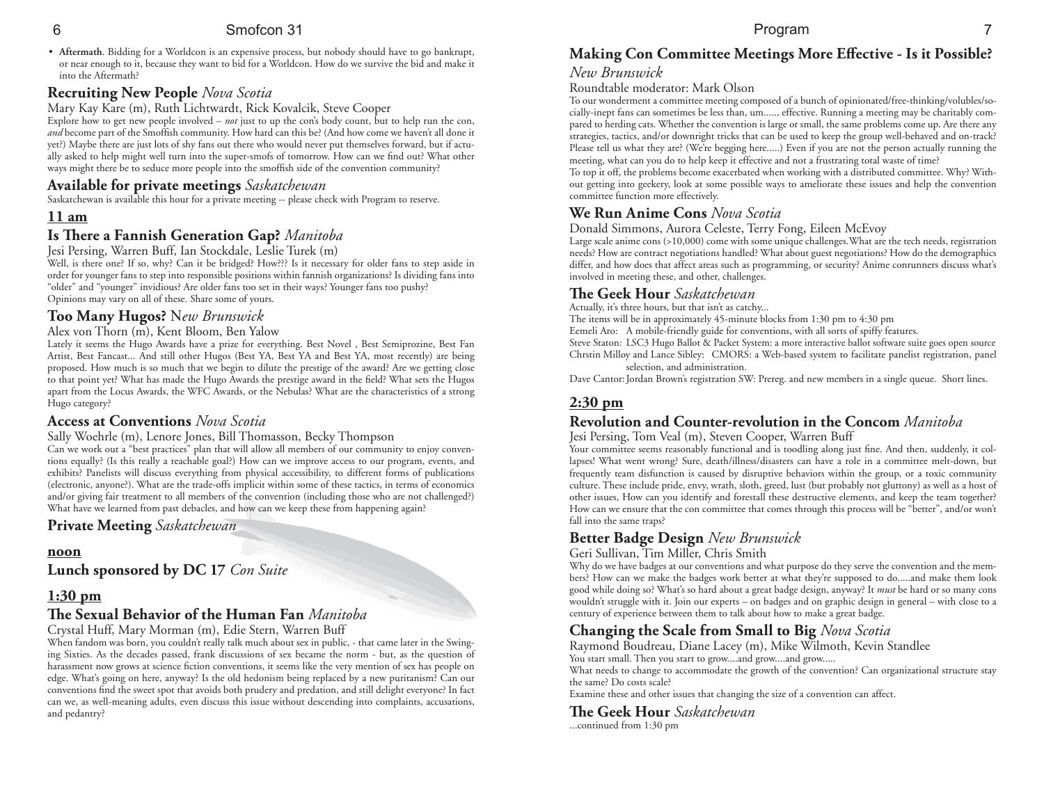- **Aftermath**. Bidding for a Worldcon is an expensive process, but nobody should have to go bankrupt, or near enough to it, because they want to bid for a Worldcon. How do we survive the bid and make it into the Aftermath?

### Recruiting New People *Nova Scotia*

Mary Kay Kare (m), Ruth Lichtwardt, Rick Kovalcik, Steve Cooper

Explore how to get new people involved – *not* just to up the con's body count, but to help run the con, *and* become part of the Smoffish community. How hard can this be? (And how come we haven't all done it yet?) Maybe there are just lots of shy fans out there who would never put themselves forward, but if actually asked to help might well turn into the super-smofs of tomorrow. How can we find out? What other ways might there be to seduce more people into the smoffish side of the convention community?

### Available for private meetings *Saskatchewan*

Saskatchewan is available this hour for a private meeting -- please check with Program to reserve.

## 11 am

### Is There a Fannish Generation Gap? *Manitoba*

Jesi Persing, Warren Buff, Ian Stockdale, Leslie Turek (m)

Well, is there one? If so, why? Can it be bridged? How??? Is it necessary for older fans to step aside in order for younger fans to step into responsible positions within fannish organizations? Is dividing fans into "older" and "younger" invidious? Are older fans too set in their ways? Younger fans too pushy? Opinions may vary on all of these. Share some of yours.

### Too Many Hugos? N*ew Brunswick*

Alex von Thorn (m), Kent Bloom, Ben Yalow

Lately it seems the Hugo Awards have a prize for everything. Best Novel , Best Semiprozine, Best Fan Artist, Best Fancast... And still other Hugos (Best YA, Best YA and Best YA, most recently) are being proposed. How much is so much that we begin to dilute the prestige of the award? Are we getting close to that point yet? What has made the Hugo Awards the prestige award in the field? What sets the Hugos apart from the Locus Awards, the WFC Awards, or the Nebulas? What are the characteristics of a strong Hugo category?

### Access at Conventions *Nova Scotia*

Sally Woehrle (m), Lenore Jones, Bill Thomasson, Becky Thompson

Can we work out a "best practices" plan that will allow all members of our community to enjoy conventions equally? (Is this really a reachable goal?) How can we improve access to our program, events, and exhibits? Panelists will discuss everything from physical accessibility, to different forms of publications (electronic, anyone?). What are the trade-offs implicit within some of these tactics, in terms of economics and/or giving fair treatment to all members of the convention (including those who are not challenged?) What have we learned from past debacles, and how can we keep these from happening again?

### Private Meeting *Saskatchewan*

## noon

### Lunch sponsored by DC 17 *Con Suite*

## 1:30 pm

### The Sexual Behavior of the Human Fan *Manitoba*

Crystal Huff, Mary Morman (m), Edie Stern, Warren Buff

When fandom was born, you couldn't really talk much about sex in public, - that came later in the Swinging Sixties. As the decades passed, frank discussions of sex became the norm - but, as the question of harassment now grows at science fiction conventions, it seems like the very mention of sex has people on edge. What's going on here, anyway? Is the old hedonism being replaced by a new puritanism? Can our conventions find the sweet spot that avoids both prudery and predation, and still delight everyone? In fact can we, as well-meaning adults, even discuss this issue without descending into complaints, accusations, and pedantry?

### Making Con Committee Meetings More Effective - Is it Possible? *New Brunswick*

Roundtable moderator: Mark Olson

To our wonderment a committee meeting composed of a bunch of opinionated/free-thinking/volubles/socially-inept fans can sometimes be less than, um....., effective. Running a meeting may be charitably compared to herding cats. Whether the convention is large or small, the same problems come up. Are there any strategies, tactics, and/or downright tricks that can be used to keep the group well-behaved and on-track? Please tell us what they are? (We're begging here.....) Even if you are not the person actually running the meeting, what can you do to help keep it effective and not a frustrating total waste of time?

To top it off, the problems become exacerbated when working with a distributed committee. Why? Without getting into geekery, look at some possible ways to ameliorate these issues and help the convention committee function more effectively.

### We Run Anime Cons *Nova Scotia*

Donald Simmons, Aurora Celeste, Terry Fong, Eileen McEvoy

Large scale anime cons (>10,000) come with some unique challenges.What are the tech needs, registration needs? How are contract negotiations handled? What about guest negotiations? How do the demographics differ, and how does that affect areas such as programming, or security? Anime conrunners discuss what's involved in meeting these, and other, challenges.

### The Geek Hour *Saskatchewan*

Actually, it's three hours, but that isn't as catchy...

The items will be in approximately 45-minute blocks from 1:30 pm to 4:30 pm

Eemeli Aro: A mobile-friendly guide for conventions, with all sorts of spiffy features.

Steve Staton: LSC3 Hugo Ballot & Packet System: a more interactive ballot software suite goes open source

Chrstin Milloy and Lance Sibley: CMORS: a Web-based system to facilitate panelist registration, panel selection, and administration.

Dave Cantor: Jordan Brown's registration SW: Prereg. and new members in a single queue. Short lines.

## 2:30 pm

### Revolution and Counter-revolution in the Concom *Manitoba*

Jesi Persing, Tom Veal (m), Steven Cooper, Warren Buff

Your committee seems reasonably functional and is toodling along just fine. And then, suddenly, it collapses! What went wrong? Sure, death/illness/disasters can have a role in a committee melt-down, but frequently team disfunction is caused by disruptive behaviors within the group, or a toxic community culture. These include pride, envy, wrath, sloth, greed, lust (but probably not gluttony) as well as a host of other issues, How can you identify and forestall these destructive elements, and keep the team together? How can we ensure that the con committee that comes through this process will be "better", and/or won't fall into the same traps?

### Better Badge Design *New Brunswick*

Geri Sullivan, Tim Miller, Chris Smith

Why do we have badges at our conventions and what purpose do they serve the convention and the members? How can we make the badges work better at what they're supposed to do.....and make them look good while doing so? What's so hard about a great badge design, anyway? It *must* be hard or so many cons wouldn't struggle with it. Join our experts – on badges and on graphic design in general – with close to a century of experience between them to talk about how to make a great badge.

### Changing the Scale from Small to Big *Nova Scotia*

Raymond Boudreau, Diane Lacey (m), Mike Wilmoth, Kevin Standlee

You start small. Then you start to grow....and grow....and grow.....

What needs to change to accommodate the growth of the convention? Can organizational structure stay the same? Do costs scale?

Examine these and other issues that changing the size of a convention can affect.

### The Geek Hour *Saskatchewan*

...continued from 1:30 pm